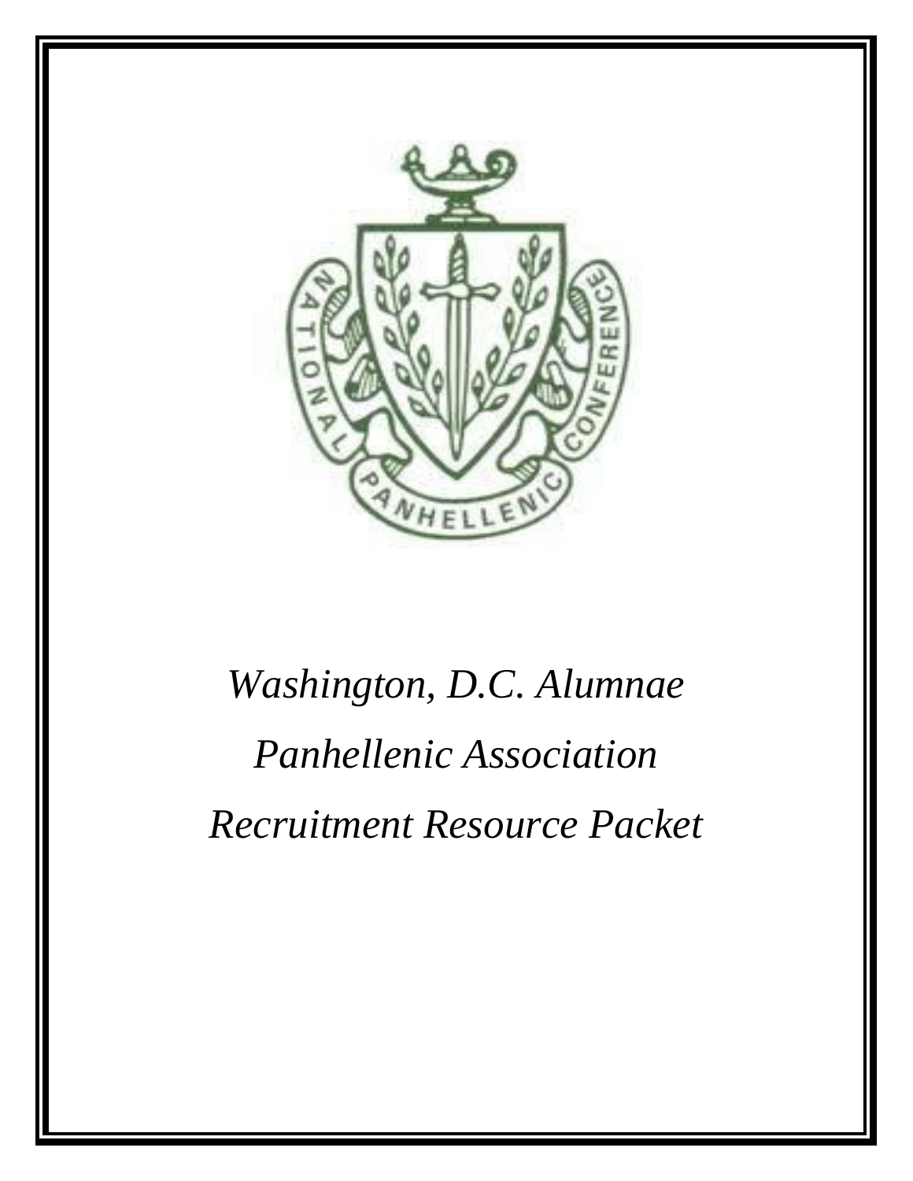# *Washington, D.C. Alumnae Panhellenic Association Recruitment Resource Packet*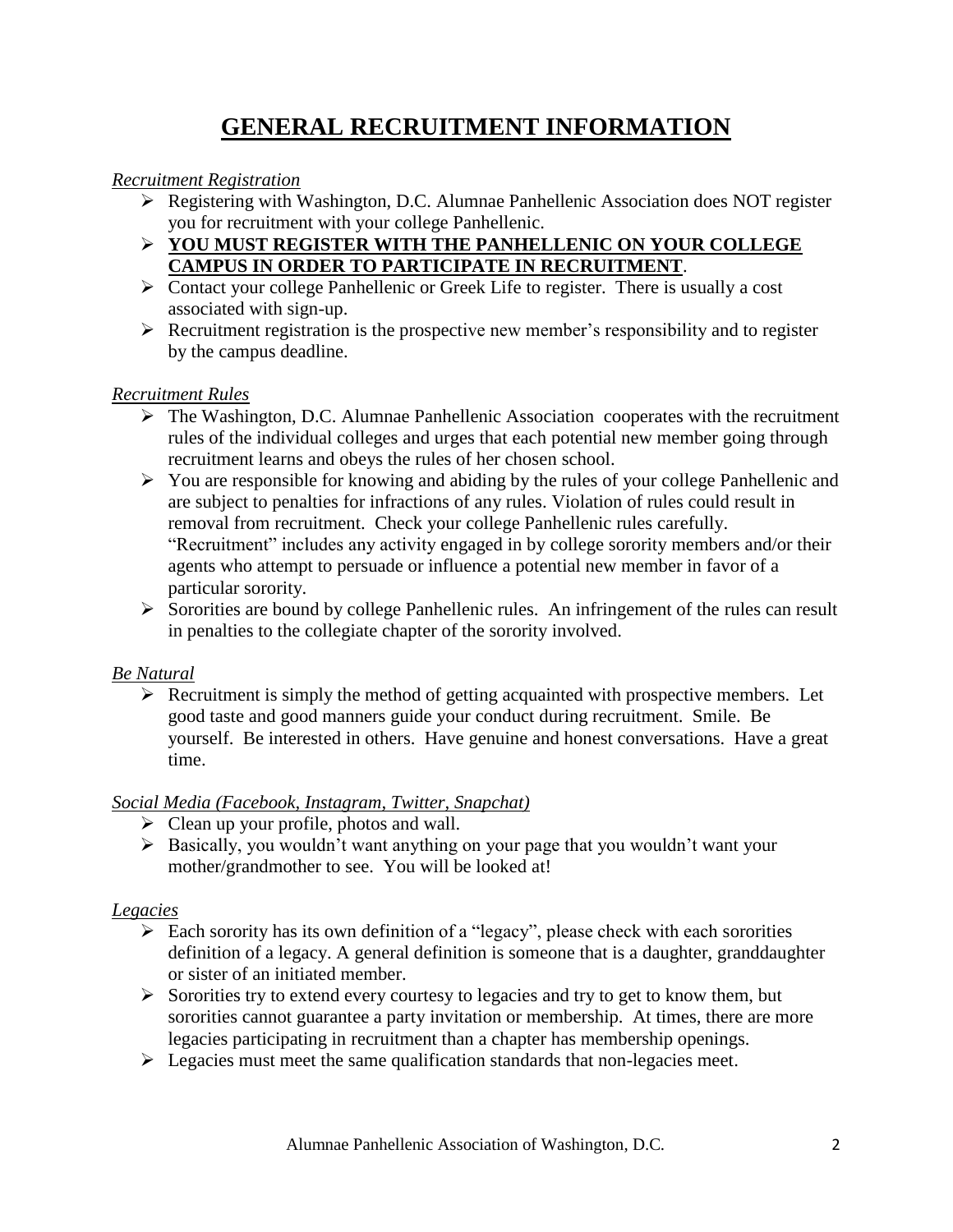# GENERAL RECRUITMENT INFORMATION

*Recruitment Registration*

- Registering with Washington, D.C. Alumnae Panhellenic Association does NOT register you for recruitment with your college Panhellenic.
- **YOU MUST REGISTER WITH THE PANHELLENIC ON YOUR COLLEGE CAMPUS IN ORDER TO PARTICIPATE IN RECRUITMENT**.
- Contact your college Panhellenic or Greek Life to register. There is usually a cost associated with sign-up.
- Recruitment registration is the prospective new member's responsibility and to register by the campus deadline.

*Recruitment Rules*

- The Washington, D.C. Alumnae Panhellenic Association cooperates with the recruitment rules of the individual colleges and urges that each potential new member going through recruitment learns and obeys the rules of her chosen school.
- You are responsible for knowing and abiding by the rules of your college Panhellenic and are subject to penalties for infractions of any rules. Violation of rules could result in removal from recruitment. Check your college Panhellenic rules carefully. "Recruitment" includes any activity engaged in by college sorority members and/or their agents who attempt to persuade or influence a potential new member in favor of a particular sorority.
- Sororities are bound by college Panhellenic rules. An infringement of the rules can result in penalties to the collegiate chapter of the sorority involved.

*Be Natural*

- Recruitment is simply the method of getting acquainted with prospective members. Let good taste and good manners guide your conduct during recruitment. Smile. Be yourself. Be interested in others. Have genuine and honest conversations. Have a great time.

*Social Media (Facebook, Instagram, Twitter, Snapchat)*

- Clean up your profile, photos and wall.
- Basically, you wouldn't want anything on your page that you wouldn't want your mother/grandmother to see. You will be looked at!

*Legacies*

- Each sorority has its own definition of a "legacy", please check with each sororities definition of a legacy. A general definition is someone that is a daughter, granddaughter or sister of an initiated member.
- Sororities try to extend every courtesy to legacies and try to get to know them, but sororities cannot guarantee a party invitation or membership. At times, there are more legacies participating in recruitment than a chapter has membership openings.
- Legacies must meet the same qualification standards that non-legacies meet.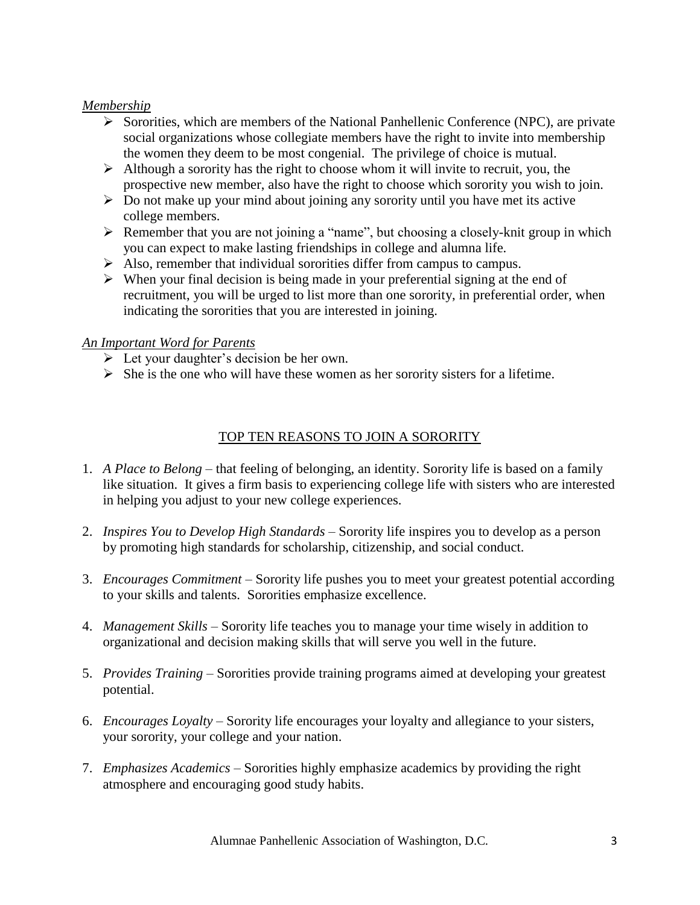*Membership*

- Sororities, which are members of the National Panhellenic Conference (NPC), are private social organizations whose collegiate members have the right to invite into membership the women they deem to be most congenial. The privilege of choice is mutual.
- Although a sorority has the right to choose whom it will invite to recruit, you, the prospective new member, also have the right to choose which sorority you wish to join.
- Do not make up your mind about joining any sorority until you have met its active college members.
- Remember that you are not joining a "name", but choosing a closely-knit group in which you can expect to make lasting friendships in college and alumna life.
- Also, remember that individual sororities differ from campus to campus.
- When your final decision is being made in your preferential signing at the end of recruitment, you will be urged to list more than one sorority, in preferential order, when indicating the sororities that you are interested in joining.

*An Important Word for Parents*

- Let your daughter's decision be her own.
- She is the one who will have these women as her sorority sisters for a lifetime.

## TOP TEN REASONS TO JOIN A SORORITY

1. *A Place to Belong* – that feeling of belonging, an identity. Sorority life is based on a family like situation. It gives a firm basis to experiencing college life with sisters who are interested in helping you adjust to your new college experiences.

2. *Inspires You to Develop High Standards* – Sorority life inspires you to develop as a person by promoting high standards for scholarship, citizenship, and social conduct.

3. *Encourages Commitment* – Sorority life pushes you to meet your greatest potential according to your skills and talents. Sororities emphasize excellence.

4. *Management Skills* – Sorority life teaches you to manage your time wisely in addition to organizational and decision making skills that will serve you well in the future.

5. *Provides Training* – Sororities provide training programs aimed at developing your greatest potential.

6. *Encourages Loyalty* – Sorority life encourages your loyalty and allegiance to your sisters, your sorority, your college and your nation.

7. *Emphasizes Academics* – Sororities highly emphasize academics by providing the right atmosphere and encouraging good study habits.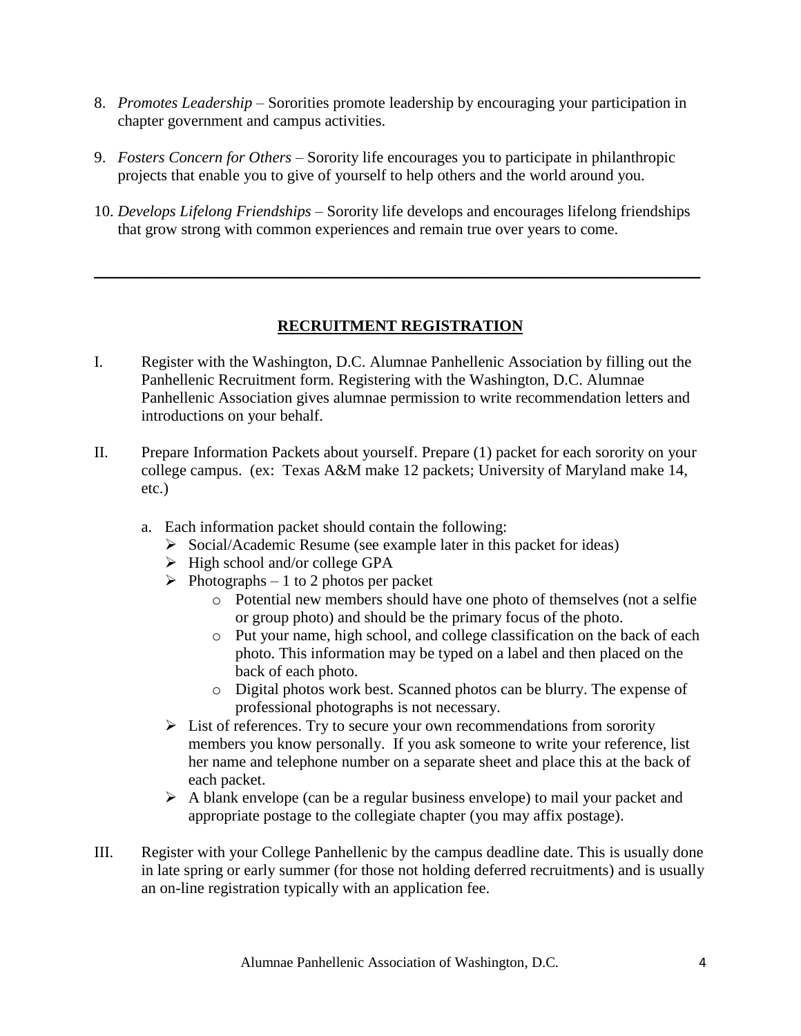8. *Promotes Leadership* – Sororities promote leadership by encouraging your participation in chapter government and campus activities.

9. *Fosters Concern for Others* – Sorority life encourages you to participate in philanthropic projects that enable you to give of yourself to help others and the world around you.

10. *Develops Lifelong Friendships* – Sorority life develops and encourages lifelong friendships that grow strong with common experiences and remain true over years to come.

---

## RECRUITMENT REGISTRATION

I. Register with the Washington, D.C. Alumnae Panhellenic Association by filling out the Panhellenic Recruitment form. Registering with the Washington, D.C. Alumnae Panhellenic Association gives alumnae permission to write recommendation letters and introductions on your behalf.

II. Prepare Information Packets about yourself. Prepare (1) packet for each sorority on your college campus. (ex: Texas A&M make 12 packets; University of Maryland make 14, etc.)

   a. Each information packet should contain the following:
      - Social/Academic Resume (see example later in this packet for ideas)
      - High school and/or college GPA
      - Photographs – 1 to 2 photos per packet
         - Potential new members should have one photo of themselves (not a selfie or group photo) and should be the primary focus of the photo.
         - Put your name, high school, and college classification on the back of each photo. This information may be typed on a label and then placed on the back of each photo.
         - Digital photos work best. Scanned photos can be blurry. The expense of professional photographs is not necessary.
      - List of references. Try to secure your own recommendations from sorority members you know personally. If you ask someone to write your reference, list her name and telephone number on a separate sheet and place this at the back of each packet.
      - A blank envelope (can be a regular business envelope) to mail your packet and appropriate postage to the collegiate chapter (you may affix postage).

III. Register with your College Panhellenic by the campus deadline date. This is usually done in late spring or early summer (for those not holding deferred recruitments) and is usually an on-line registration typically with an application fee.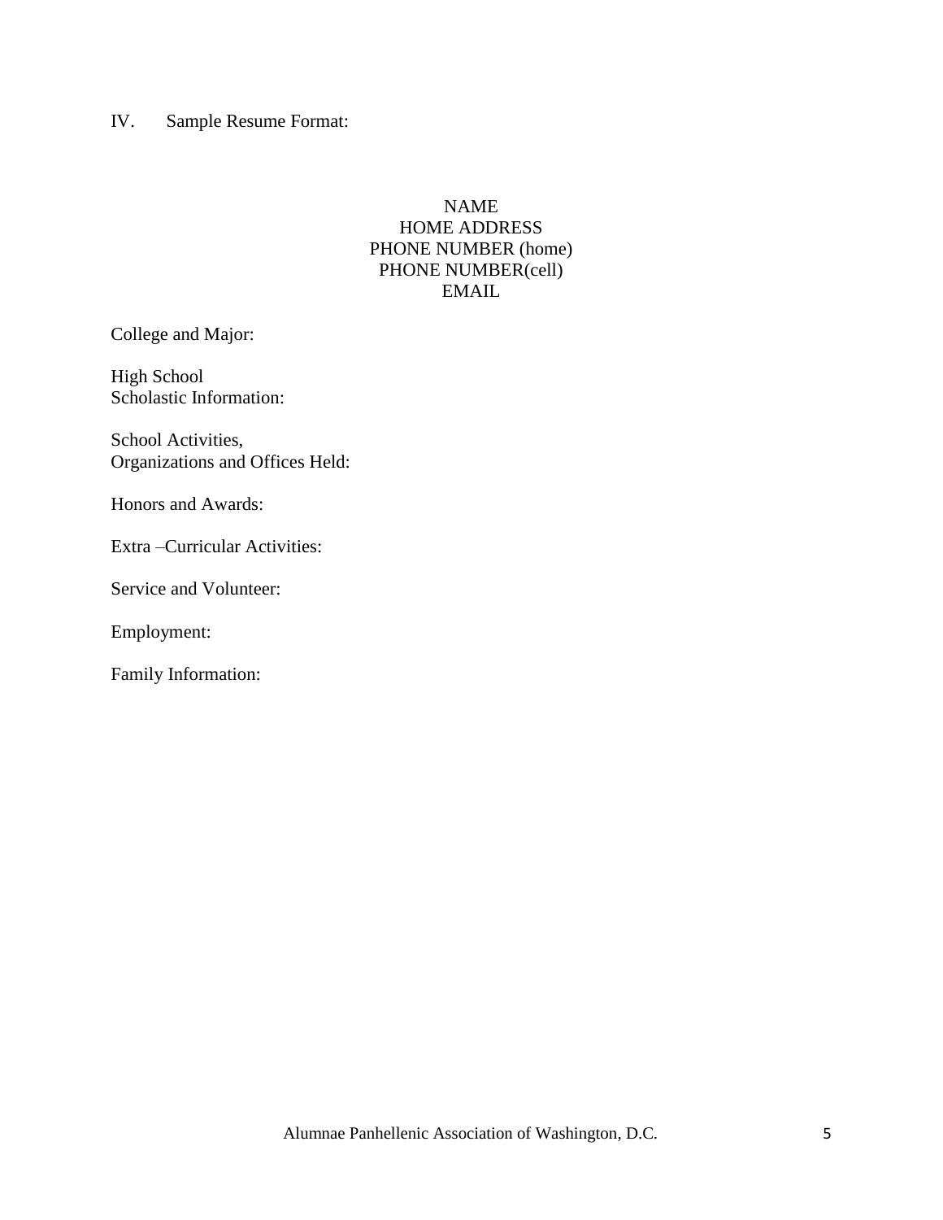## IV. Sample Resume Format:

NAME
HOME ADDRESS
PHONE NUMBER (home)
PHONE NUMBER(cell)
EMAIL

College and Major:

High School
Scholastic Information:

School Activities,
Organizations and Offices Held:

Honors and Awards:

Extra –Curricular Activities:

Service and Volunteer:

Employment:

Family Information: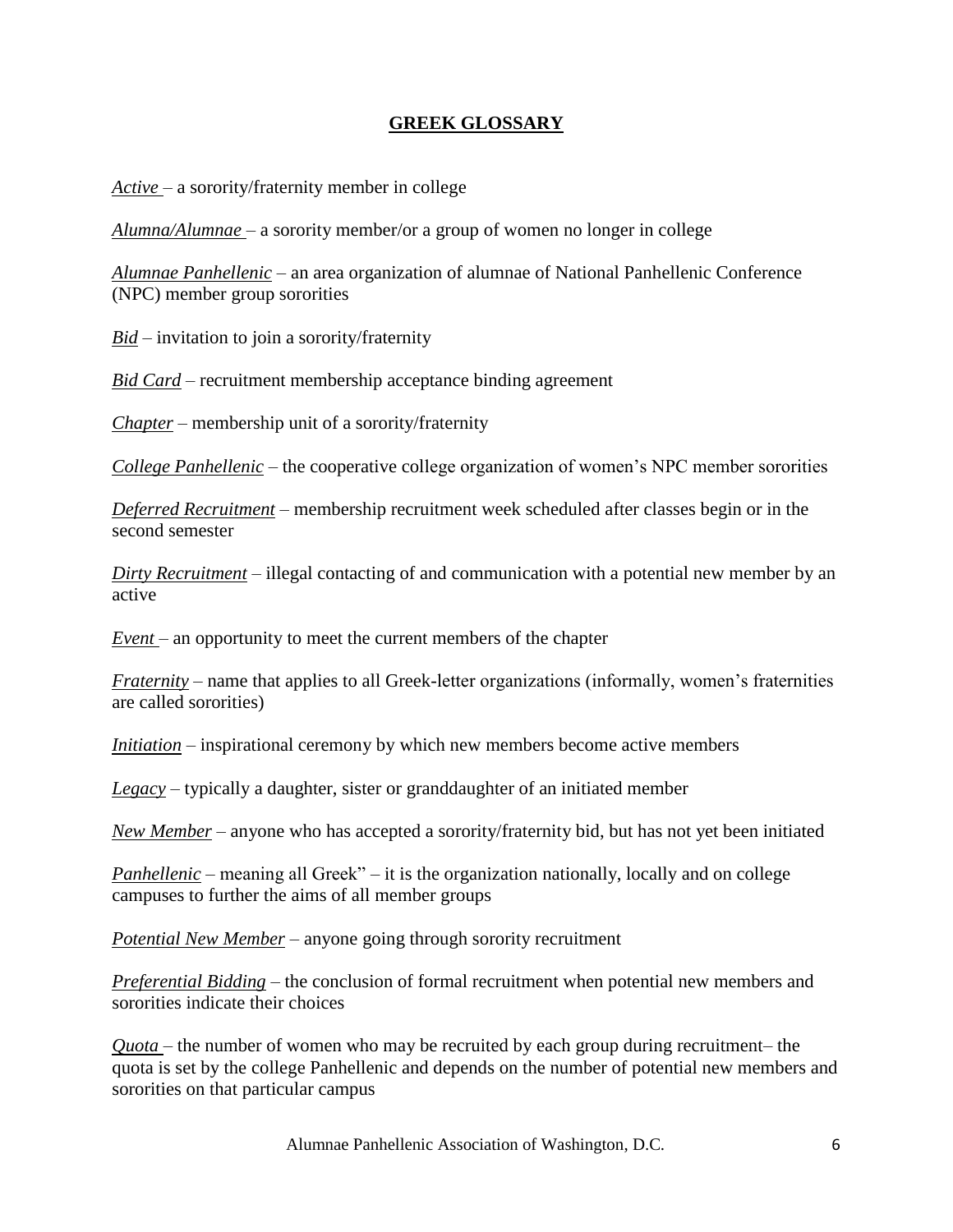## GREEK GLOSSARY

*Active* – a sorority/fraternity member in college

*Alumna/Alumnae* – a sorority member/or a group of women no longer in college

*Alumnae Panhellenic* – an area organization of alumnae of National Panhellenic Conference (NPC) member group sororities

*Bid* – invitation to join a sorority/fraternity

*Bid Card* – recruitment membership acceptance binding agreement

*Chapter* – membership unit of a sorority/fraternity

*College Panhellenic* – the cooperative college organization of women's NPC member sororities

*Deferred Recruitment* – membership recruitment week scheduled after classes begin or in the second semester

*Dirty Recruitment* – illegal contacting of and communication with a potential new member by an active

*Event* – an opportunity to meet the current members of the chapter

*Fraternity* – name that applies to all Greek-letter organizations (informally, women's fraternities are called sororities)

*Initiation* – inspirational ceremony by which new members become active members

*Legacy* – typically a daughter, sister or granddaughter of an initiated member

*New Member* – anyone who has accepted a sorority/fraternity bid, but has not yet been initiated

*Panhellenic* – meaning all Greek" – it is the organization nationally, locally and on college campuses to further the aims of all member groups

*Potential New Member* – anyone going through sorority recruitment

*Preferential Bidding* – the conclusion of formal recruitment when potential new members and sororities indicate their choices

*Quota* – the number of women who may be recruited by each group during recruitment– the quota is set by the college Panhellenic and depends on the number of potential new members and sororities on that particular campus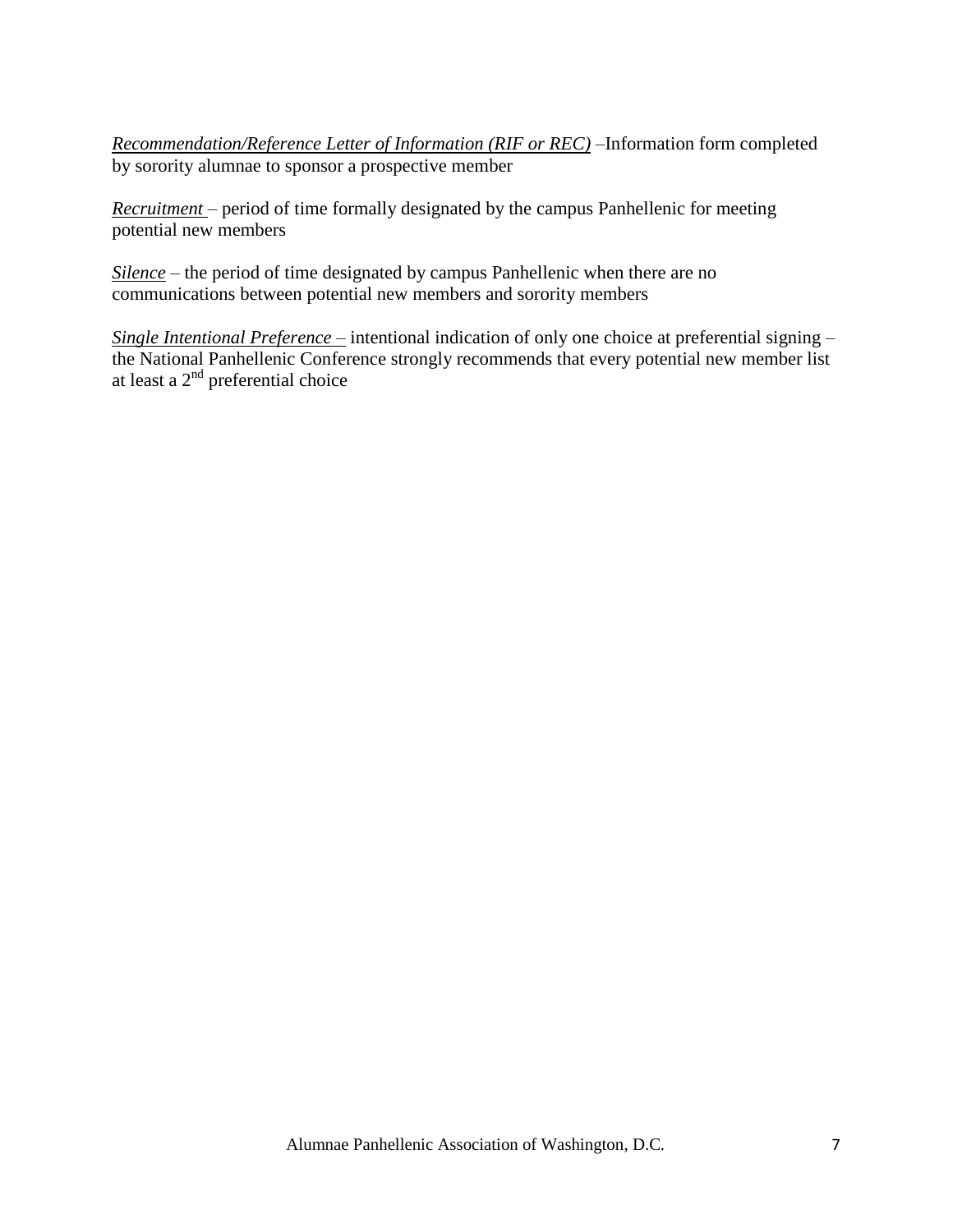*Recommendation/Reference Letter of Information (RIF or REC)* –Information form completed by sorority alumnae to sponsor a prospective member

*Recruitment* – period of time formally designated by the campus Panhellenic for meeting potential new members

*Silence* – the period of time designated by campus Panhellenic when there are no communications between potential new members and sorority members

*Single Intentional Preference* – intentional indication of only one choice at preferential signing – the National Panhellenic Conference strongly recommends that every potential new member list at least a 2nd preferential choice